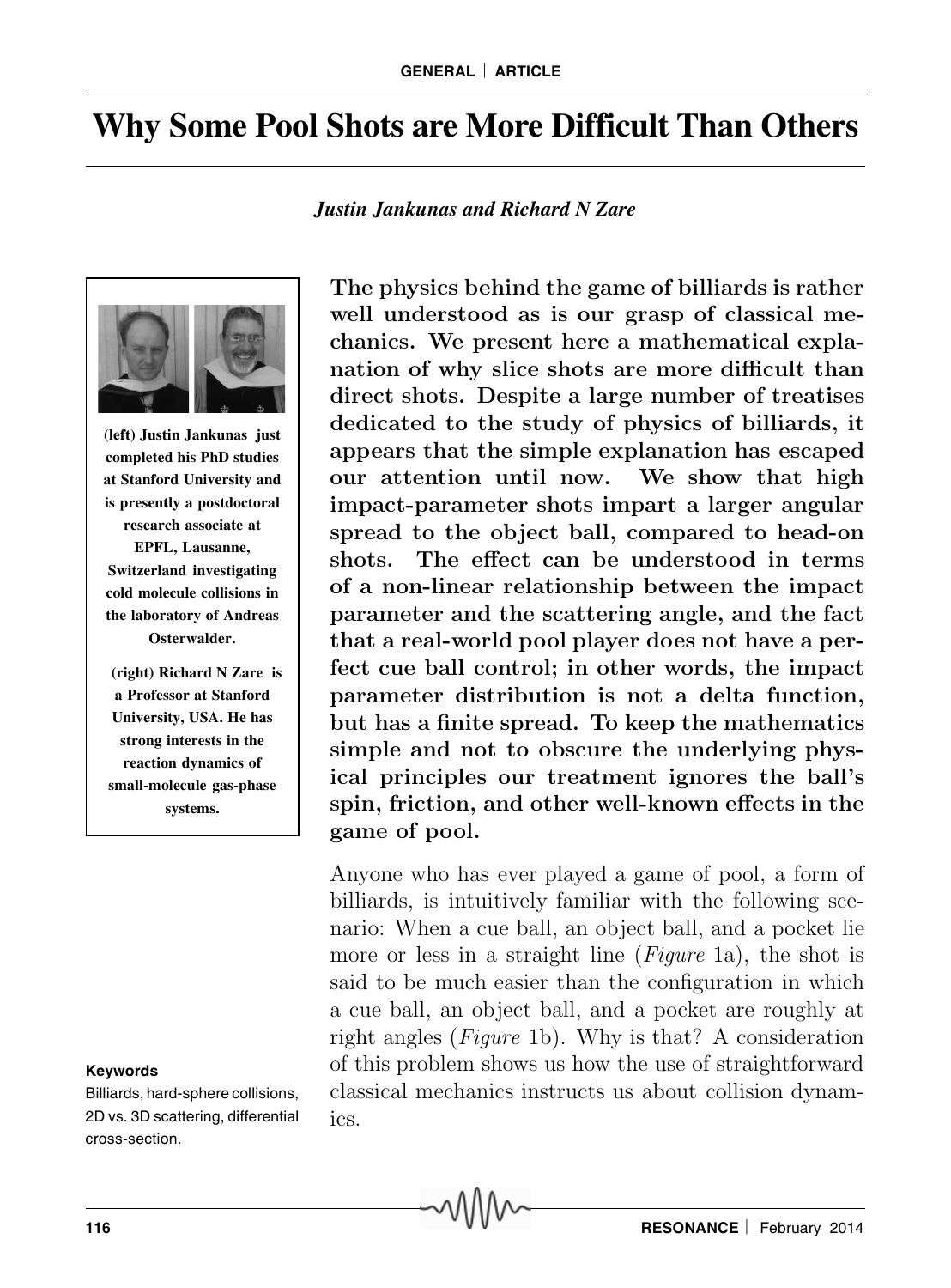# Why Some Pool Shots are More Difficult Than Others

*Justin Jankunas and Richard N Zare*

**The physics behind the game of billiards is rather well understood as is our grasp of classical mechanics. We present here a mathematical explanation of why slice shots are more difficult than direct shots. Despite a large number of treatises dedicated to the study of physics of billiards, it appears that the simple explanation has escaped our attention until now. We show that high impact-parameter shots impart a larger angular spread to the object ball, compared to head-on shots. The effect can be understood in terms of a non-linear relationship between the impact parameter and the scattering angle, and the fact that a real-world pool player does not have a perfect cue ball control; in other words, the impact parameter distribution is not a delta function, but has a finite spread. To keep the mathematics simple and not to obscure the underlying physical principles our treatment ignores the ball's spin, friction, and other well-known effects in the game of pool.**

**(left) Justin Jankunas just completed his PhD studies at Stanford University and is presently a postdoctoral research associate at EPFL, Lausanne, Switzerland investigating cold molecule collisions in the laboratory of Andreas Osterwalder.**

**(right) Richard N Zare is a Professor at Stanford University, USA. He has strong interests in the reaction dynamics of small-molecule gas-phase systems.**

Anyone who has ever played a game of pool, a form of billiards, is intuitively familiar with the following scenario: When a cue ball, an object ball, and a pocket lie more or less in a straight line (*Figure* 1a), the shot is said to be much easier than the configuration in which a cue ball, an object ball, and a pocket are roughly at right angles (*Figure* 1b). Why is that? A consideration of this problem shows us how the use of straightforward classical mechanics instructs us about collision dynamics.

**Keywords**

Billiards, hard-sphere collisions, 2D vs. 3D scattering, differential cross-section.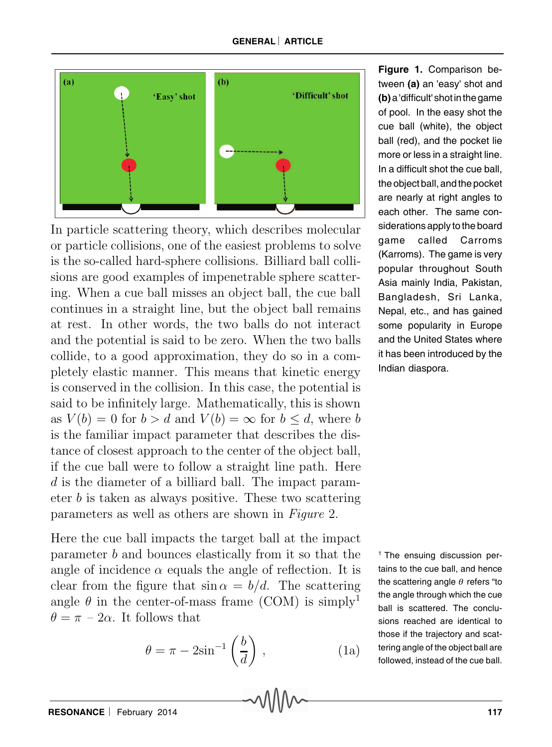**Figure 1.** Comparison between **(a)** an 'easy' shot and **(b)** a 'difficult' shot in the game of pool. In the easy shot the cue ball (white), the object ball (red), and the pocket lie more or less in a straight line. In a difficult shot the cue ball, the object ball, and the pocket are nearly at right angles to each other. The same considerations apply to the board game called Carroms (Karroms). The game is very popular throughout South Asia mainly India, Pakistan, Bangladesh, Sri Lanka, Nepal, etc., and has gained some popularity in Europe and the United States where it has been introduced by the Indian diaspora.

In particle scattering theory, which describes molecular or particle collisions, one of the easiest problems to solve is the so-called hard-sphere collisions. Billiard ball collisions are good examples of impenetrable sphere scattering. When a cue ball misses an object ball, the cue ball continues in a straight line, but the object ball remains at rest. In other words, the two balls do not interact and the potential is said to be zero. When the two balls collide, to a good approximation, they do so in a completely elastic manner. This means that kinetic energy is conserved in the collision. In this case, the potential is said to be infinitely large. Mathematically, this is shown as $V(b) = 0$ for $b > d$ and $V(b) = \infty$ for $b \leq d$, where $b$ is the familiar impact parameter that describes the distance of closest approach to the center of the object ball, if the cue ball were to follow a straight line path. Here $d$ is the diameter of a billiard ball. The impact parameter $b$ is taken as always positive. These two scattering parameters as well as others are shown in *Figure* 2.

Here the cue ball impacts the target ball at the impact parameter $b$ and bounces elastically from it so that the angle of incidence $\alpha$ equals the angle of reflection. It is clear from the figure that $\sin\alpha = b/d$. The scattering angle $\theta$ in the center-of-mass frame (COM) is simply[1] $\theta = \pi - 2\alpha$. It follows that

$$\theta = \pi - 2\sin^{-1}\left(\frac{b}{d}\right), \tag{1a}$$

[1] The ensuing discussion pertains to the cue ball, and hence the scattering angle $\theta$ refers "to the angle through which the cue ball is scattered. The conclusions reached are identical to those if the trajectory and scattering angle of the object ball are followed, instead of the cue ball.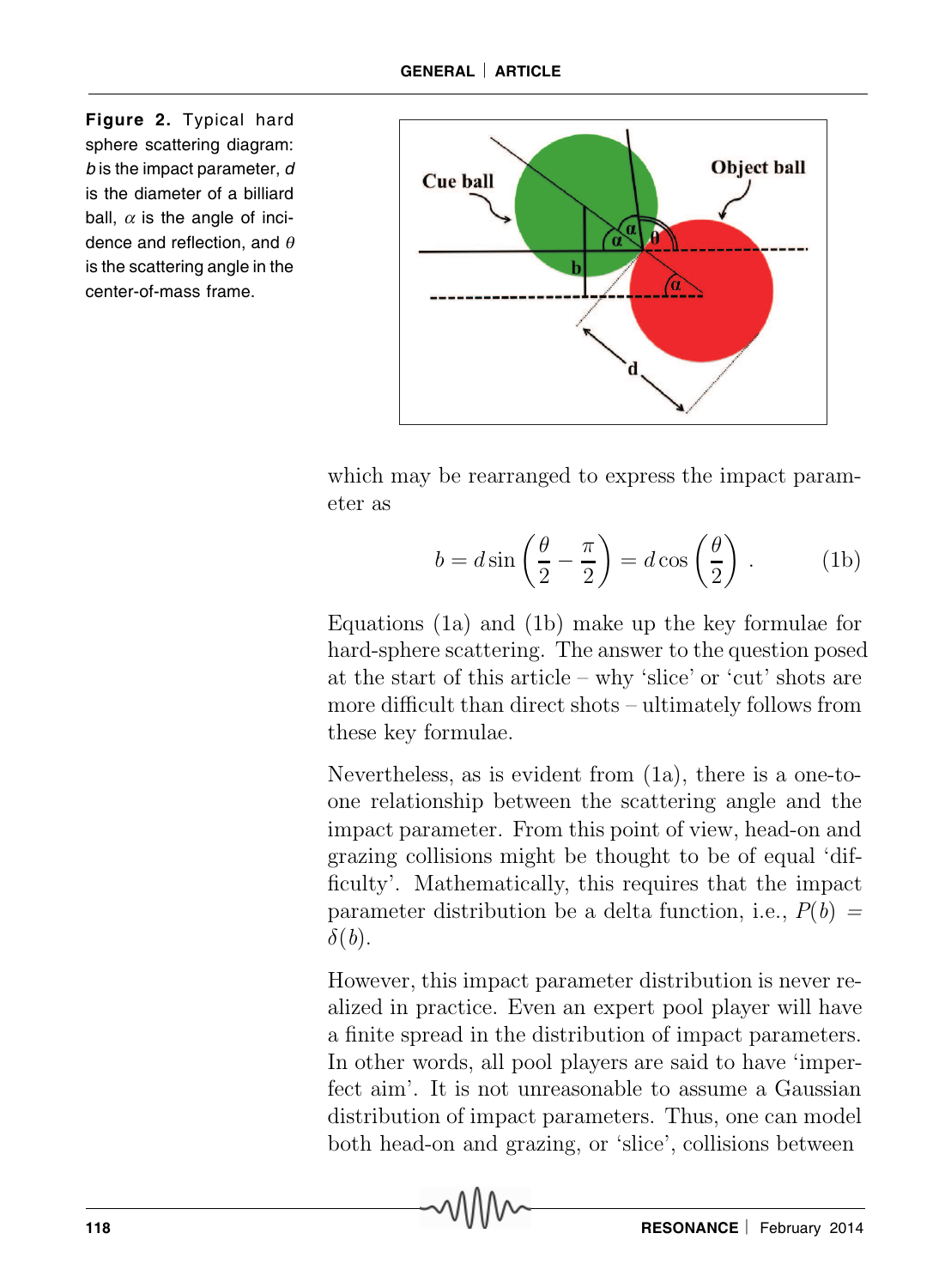**Figure 2.** Typical hard sphere scattering diagram: $b$ is the impact parameter, $d$ is the diameter of a billiard ball, $\alpha$ is the angle of incidence and reflection, and $\theta$ is the scattering angle in the center-of-mass frame.

which may be rearranged to express the impact parameter as

$$b = d \sin\left(\frac{\theta}{2} - \frac{\pi}{2}\right) = d \cos\left(\frac{\theta}{2}\right) . \tag{1b}$$

Equations (1a) and (1b) make up the key formulae for hard-sphere scattering. The answer to the question posed at the start of this article – why 'slice' or 'cut' shots are more difficult than direct shots – ultimately follows from these key formulae.

Nevertheless, as is evident from (1a), there is a one-to-one relationship between the scattering angle and the impact parameter. From this point of view, head-on and grazing collisions might be thought to be of equal 'difficulty'. Mathematically, this requires that the impact parameter distribution be a delta function, i.e., $P(b) = \delta(b)$.

However, this impact parameter distribution is never realized in practice. Even an expert pool player will have a finite spread in the distribution of impact parameters. In other words, all pool players are said to have 'imperfect aim'. It is not unreasonable to assume a Gaussian distribution of impact parameters. Thus, one can model both head-on and grazing, or 'slice', collisions between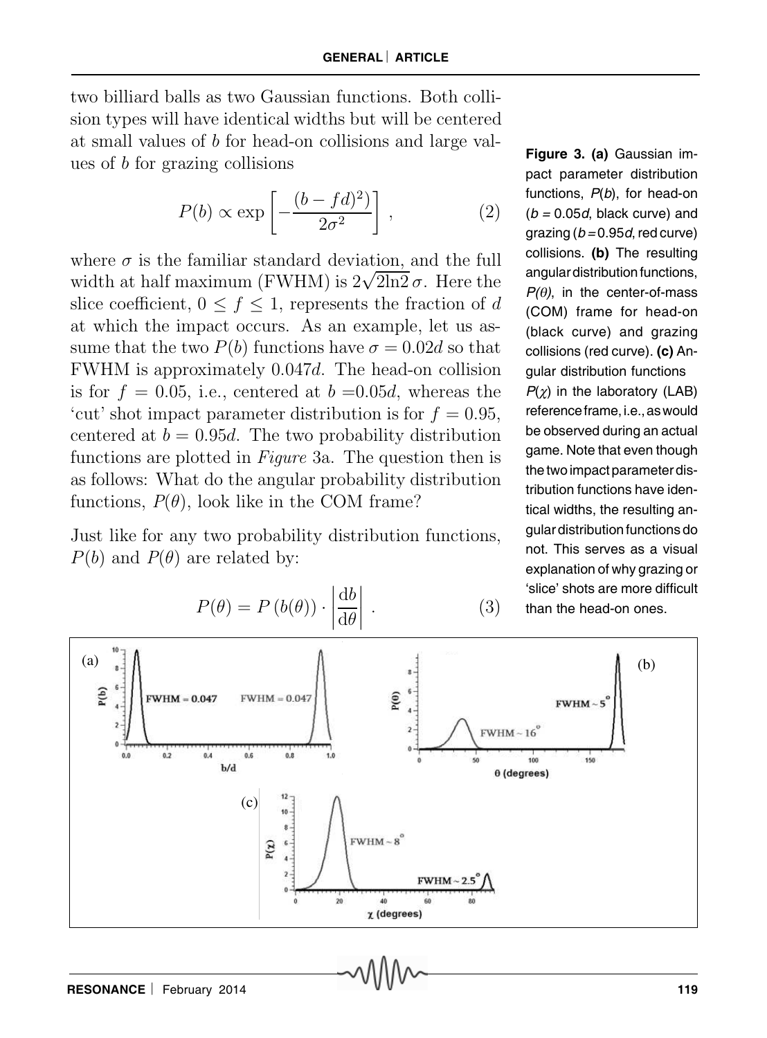two billiard balls as two Gaussian functions. Both collision types will have identical widths but will be centered at small values of $b$ for head-on collisions and large values of $b$ for grazing collisions

$$P(b) \propto \exp\left[-\frac{(b - fd)^2)}{2\sigma^2}\right] , \tag{2}$$

where $\sigma$ is the familiar standard deviation, and the full width at half maximum (FWHM) is $2\sqrt{2\ln 2}\,\sigma$. Here the slice coefficient, $0 \leq f \leq 1$, represents the fraction of $d$ at which the impact occurs. As an example, let us assume that the two $P(b)$ functions have $\sigma = 0.02d$ so that FWHM is approximately $0.047d$. The head-on collision is for $f = 0.05$, i.e., centered at $b = 0.05d$, whereas the 'cut' shot impact parameter distribution is for $f = 0.95$, centered at $b = 0.95d$. The two probability distribution functions are plotted in *Figure* 3a. The question then is as follows: What do the angular probability distribution functions, $P(\theta)$, look like in the COM frame?

Just like for any two probability distribution functions, $P(b)$ and $P(\theta)$ are related by:

$$P(\theta) = P\left(b(\theta)\right) \cdot \left|\frac{\mathrm{d}b}{\mathrm{d}\theta}\right| . \tag{3}$$

**Figure 3. (a)** Gaussian impact parameter distribution functions, $P(b)$, for head-on ($b = 0.05d$, black curve) and grazing ($b = 0.95d$, red curve) collisions. **(b)** The resulting angular distribution functions, $P(\theta)$, in the center-of-mass (COM) frame for head-on (black curve) and grazing collisions (red curve). **(c)** Angular distribution functions $P(\chi)$ in the laboratory (LAB) reference frame, i.e., as would be observed during an actual game. Note that even though the two impact parameter distribution functions have identical widths, the resulting angular distribution functions do not. This serves as a visual explanation of why grazing or 'slice' shots are more difficult than the head-on ones.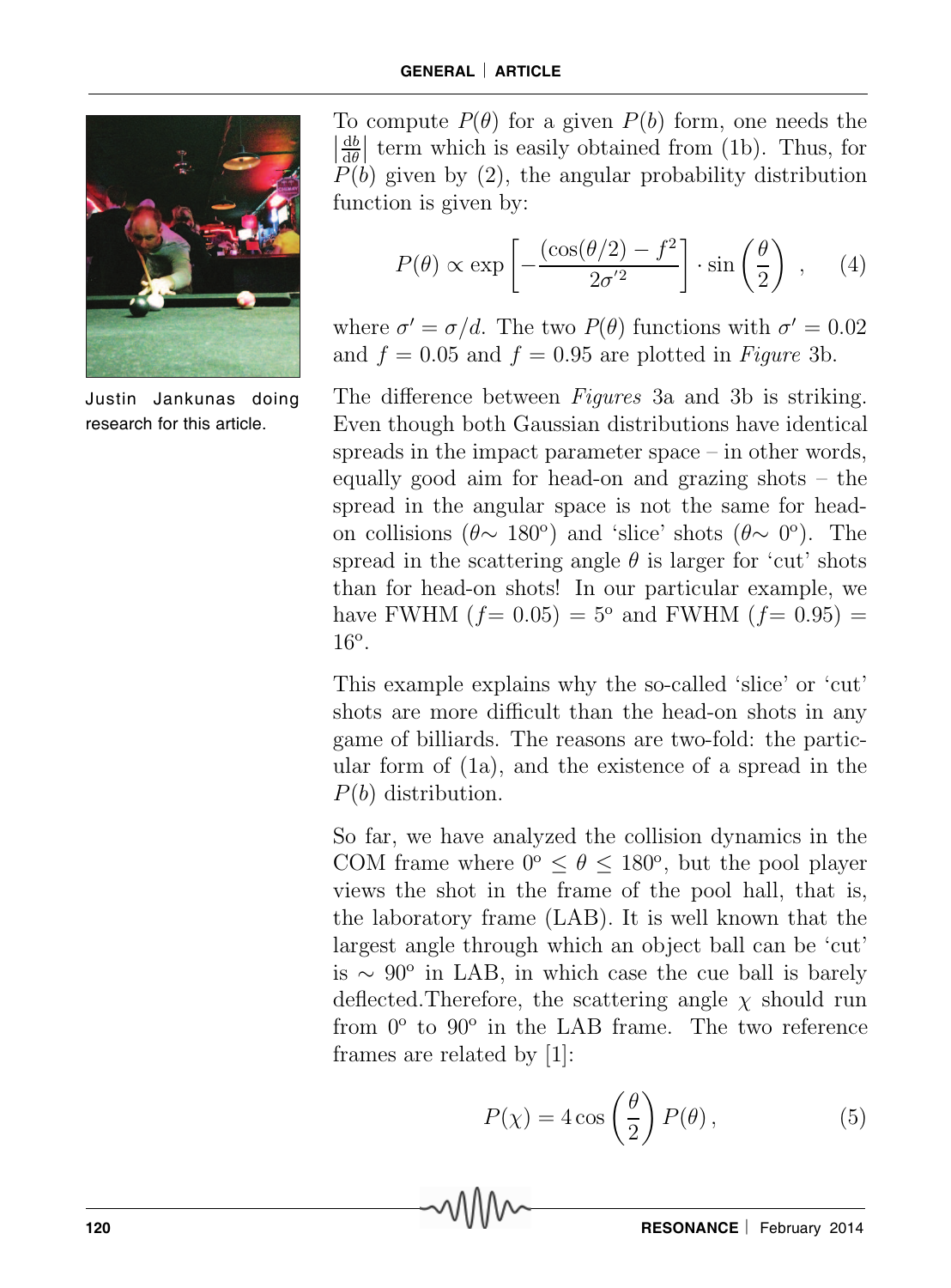To compute $P(\theta)$ for a given $P(b)$ form, one needs the $\left|\frac{db}{d\theta}\right|$ term which is easily obtained from (1b). Thus, for $P(b)$ given by (2), the angular probability distribution function is given by:

$$P(\theta) \propto \exp\left[-\frac{(\cos(\theta/2) - f^2}{2\sigma'^2}\right] \cdot \sin\left(\frac{\theta}{2}\right) \,, \qquad (4)$$

where $\sigma' = \sigma/d$. The two $P(\theta)$ functions with $\sigma' = 0.02$ and $f = 0.05$ and $f = 0.95$ are plotted in *Figure* 3b.

Justin Jankunas doing research for this article.

The difference between *Figures* 3a and 3b is striking. Even though both Gaussian distributions have identical spreads in the impact parameter space – in other words, equally good aim for head-on and grazing shots – the spread in the angular space is not the same for head-on collisions ($\theta\sim 180^{\circ}$) and 'slice' shots ($\theta\sim 0^{\circ}$). The spread in the scattering angle $\theta$ is larger for 'cut' shots than for head-on shots! In our particular example, we have FWHM ($f= 0.05$) = $5^{\circ}$ and FWHM ($f= 0.95$) = $16^{\circ}$.

This example explains why the so-called 'slice' or 'cut' shots are more difficult than the head-on shots in any game of billiards. The reasons are two-fold: the particular form of (1a), and the existence of a spread in the $P(b)$ distribution.

So far, we have analyzed the collision dynamics in the COM frame where $0^{\circ} \leq \theta \leq 180^{\circ}$, but the pool player views the shot in the frame of the pool hall, that is, the laboratory frame (LAB). It is well known that the largest angle through which an object ball can be 'cut' is $\sim 90^{\circ}$ in LAB, in which case the cue ball is barely deflected.Therefore, the scattering angle $\chi$ should run from $0^{\circ}$ to $90^{\circ}$ in the LAB frame. The two reference frames are related by [1]:

$$P(\chi) = 4\cos\left(\frac{\theta}{2}\right) P(\theta)\,, \qquad (5)$$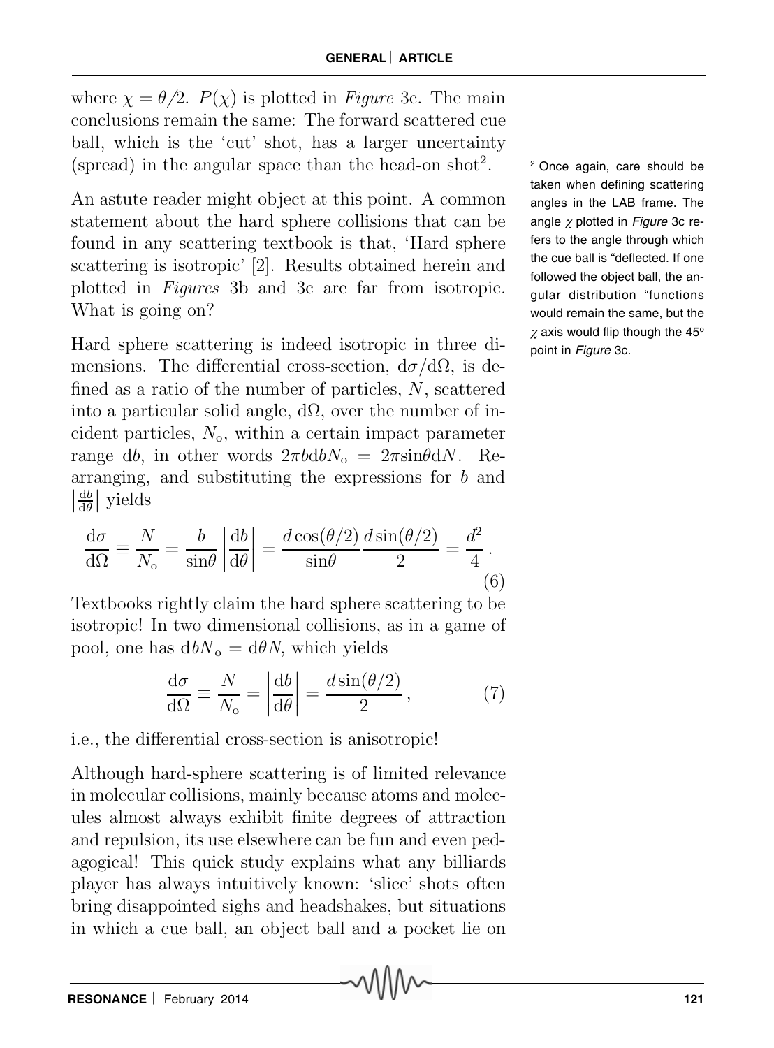where $\chi = \theta/2$. $P(\chi)$ is plotted in *Figure* 3c. The main conclusions remain the same: The forward scattered cue ball, which is the 'cut' shot, has a larger uncertainty (spread) in the angular space than the head-on shot[2].

[2] Once again, care should be taken when defining scattering angles in the LAB frame. The angle $\chi$ plotted in *Figure* 3c refers to the angle through which the cue ball is "deflected. If one followed the object ball, the angular distribution "functions would remain the same, but the $\chi$ axis would flip though the 45º point in *Figure* 3c.

An astute reader might object at this point. A common statement about the hard sphere collisions that can be found in any scattering textbook is that, 'Hard sphere scattering is isotropic' [2]. Results obtained herein and plotted in *Figures* 3b and 3c are far from isotropic. What is going on?

Hard sphere scattering is indeed isotropic in three dimensions. The differential cross-section, $\mathrm{d}\sigma/\mathrm{d}\Omega$, is defined as a ratio of the number of particles, $N$, scattered into a particular solid angle, $\mathrm{d}\Omega$, over the number of incident particles, $N_\mathrm{o}$, within a certain impact parameter range $\mathrm{d}b$, in other words $2\pi b \mathrm{d}b N_\mathrm{o} = 2\pi \sin\theta \mathrm{d}N$. Rearranging, and substituting the expressions for $b$ and $\left|\frac{\mathrm{d}b}{\mathrm{d}\theta}\right|$ yields

$$\frac{\mathrm{d}\sigma}{\mathrm{d}\Omega} \equiv \frac{N}{N_\mathrm{o}} = \frac{b}{\sin\theta}\left|\frac{\mathrm{d}b}{\mathrm{d}\theta}\right| = \frac{d\cos(\theta/2)}{\sin\theta}\frac{d\sin(\theta/2)}{2} = \frac{d^2}{4}\,. \tag{6}$$

Textbooks rightly claim the hard sphere scattering to be isotropic! In two dimensional collisions, as in a game of pool, one has $\mathrm{d}bN_\mathrm{o} = \mathrm{d}\theta N$, which yields

$$\frac{\mathrm{d}\sigma}{\mathrm{d}\Omega} \equiv \frac{N}{N_\mathrm{o}} = \left|\frac{\mathrm{d}b}{\mathrm{d}\theta}\right| = \frac{d\sin(\theta/2)}{2}\,, \tag{7}$$

i.e., the differential cross-section is anisotropic!

Although hard-sphere scattering is of limited relevance in molecular collisions, mainly because atoms and molecules almost always exhibit finite degrees of attraction and repulsion, its use elsewhere can be fun and even pedagogical! This quick study explains what any billiards player has always intuitively known: 'slice' shots often bring disappointed sighs and headshakes, but situations in which a cue ball, an object ball and a pocket lie on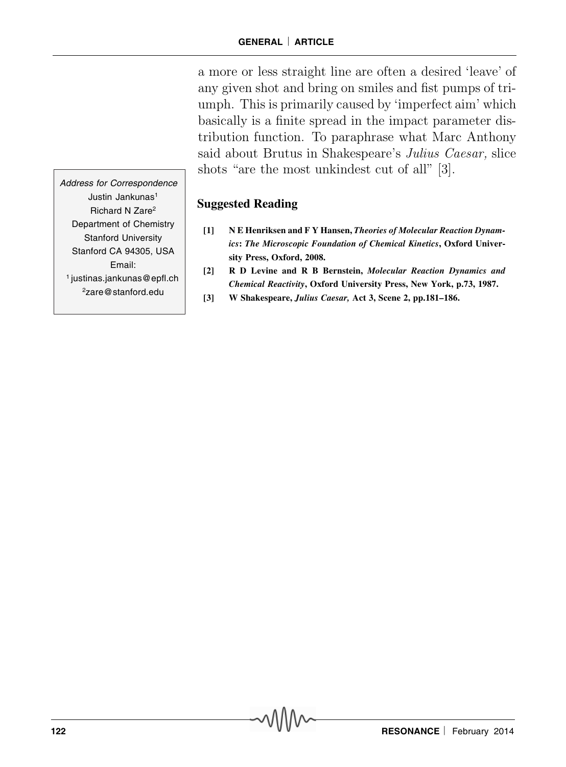a more or less straight line are often a desired 'leave' of any given shot and bring on smiles and fist pumps of triumph. This is primarily caused by 'imperfect aim' which basically is a finite spread in the impact parameter distribution function. To paraphrase what Marc Anthony said about Brutus in Shakespeare's *Julius Caesar*, slice shots "are the most unkindest cut of all" [3].

## Suggested Reading

[1] **N E Henriksen and F Y Hansen,** ***Theories of Molecular Reaction Dynamics*****:** ***The Microscopic Foundation of Chemical Kinetics*****, Oxford University Press, Oxford, 2008.**

[2] **R D Levine and R B Bernstein,** ***Molecular Reaction Dynamics and Chemical Reactivity*****, Oxford University Press, New York, p.73, 1987.**

[3] **W Shakespeare,** ***Julius Caesar,*** **Act 3, Scene 2, pp.181–186.**

*Address for Correspondence*

Justin Jankunas[1]

Richard N Zare[2]

Department of Chemistry

Stanford University

Stanford CA 94305, USA

Email:

[1] justinas.jankunas@epfl.ch

[2] zare@stanford.edu